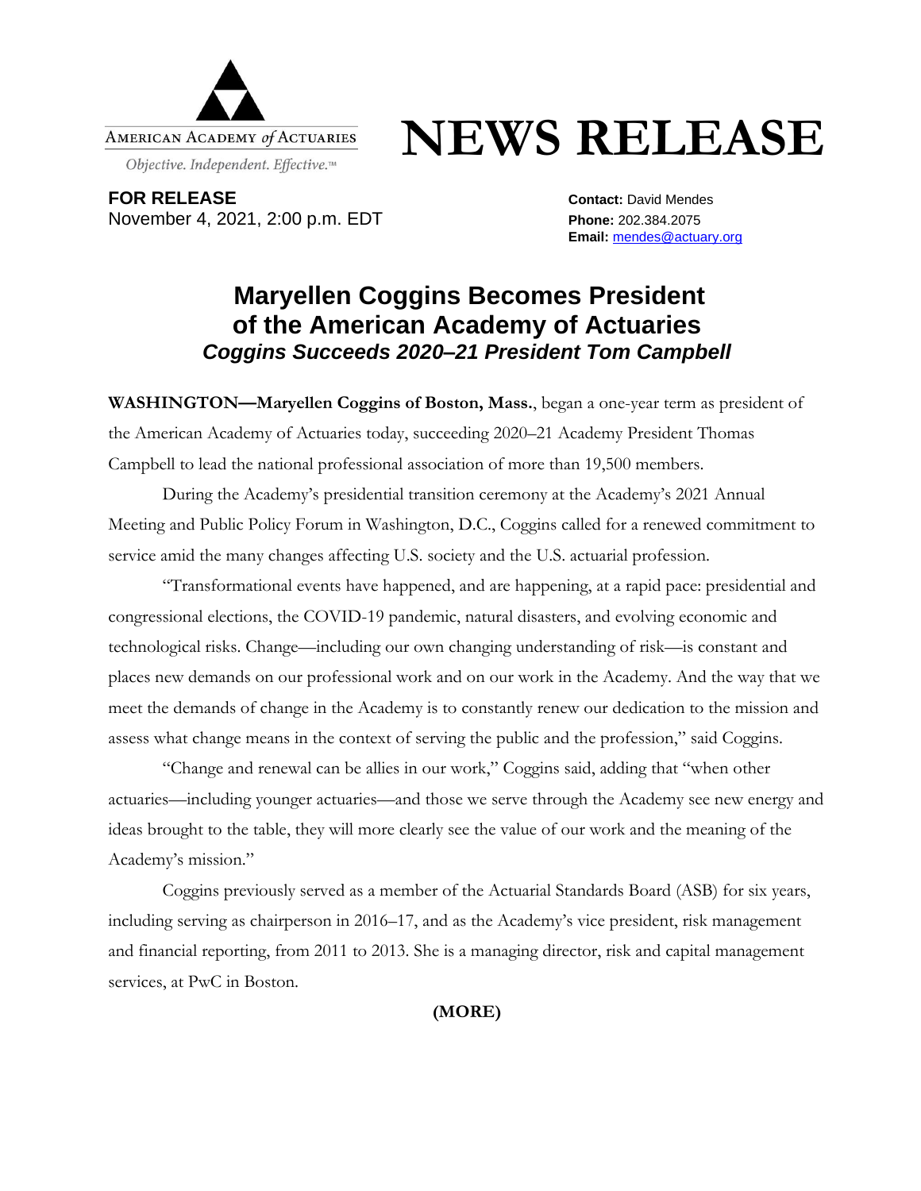AMERICAN ACADEMY *of* ACTUARIES

*Objective. Independent. Effective.™*

# NEWS RELEASE

**FOR RELEASE**
November 4, 2021, 2:00 p.m. EDT

**Contact:** David Mendes
**Phone:** 202.384.2075
**Email:** mendes@actuary.org

## Maryellen Coggins Becomes President of the American Academy of Actuaries

### *Coggins Succeeds 2020–21 President Tom Campbell*

**WASHINGTON—Maryellen Coggins of Boston, Mass.**, began a one-year term as president of the American Academy of Actuaries today, succeeding 2020–21 Academy President Thomas Campbell to lead the national professional association of more than 19,500 members.

During the Academy's presidential transition ceremony at the Academy's 2021 Annual Meeting and Public Policy Forum in Washington, D.C., Coggins called for a renewed commitment to service amid the many changes affecting U.S. society and the U.S. actuarial profession.

"Transformational events have happened, and are happening, at a rapid pace: presidential and congressional elections, the COVID-19 pandemic, natural disasters, and evolving economic and technological risks. Change—including our own changing understanding of risk—is constant and places new demands on our professional work and on our work in the Academy. And the way that we meet the demands of change in the Academy is to constantly renew our dedication to the mission and assess what change means in the context of serving the public and the profession," said Coggins.

"Change and renewal can be allies in our work," Coggins said, adding that "when other actuaries—including younger actuaries—and those we serve through the Academy see new energy and ideas brought to the table, they will more clearly see the value of our work and the meaning of the Academy's mission."

Coggins previously served as a member of the Actuarial Standards Board (ASB) for six years, including serving as chairperson in 2016–17, and as the Academy's vice president, risk management and financial reporting, from 2011 to 2013. She is a managing director, risk and capital management services, at PwC in Boston.

**(MORE)**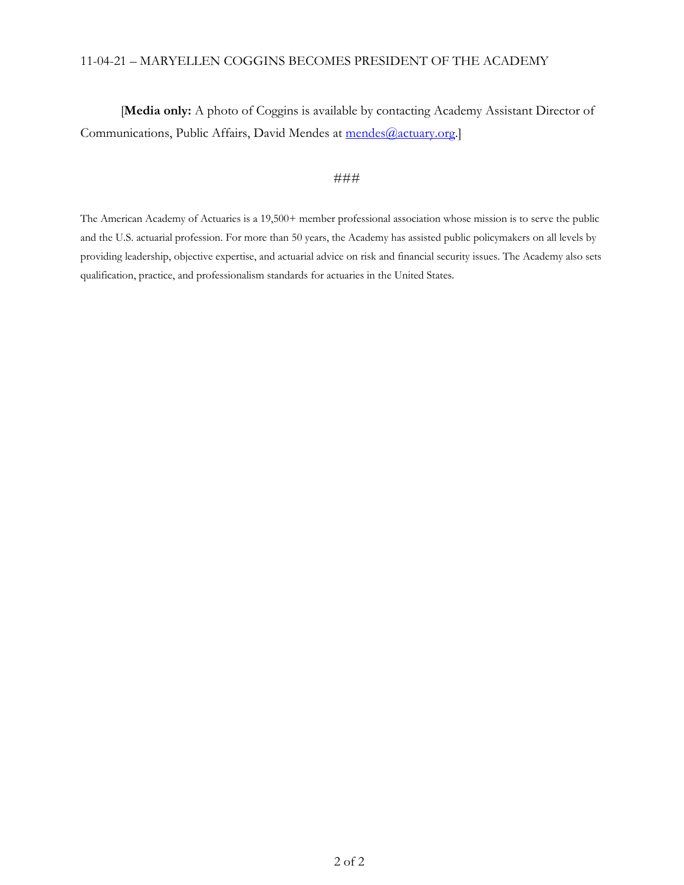[**Media only:** A photo of Coggins is available by contacting Academy Assistant Director of Communications, Public Affairs, David Mendes at mendes@actuary.org.]

###

The American Academy of Actuaries is a 19,500+ member professional association whose mission is to serve the public and the U.S. actuarial profession. For more than 50 years, the Academy has assisted public policymakers on all levels by providing leadership, objective expertise, and actuarial advice on risk and financial security issues. The Academy also sets qualification, practice, and professionalism standards for actuaries in the United States.